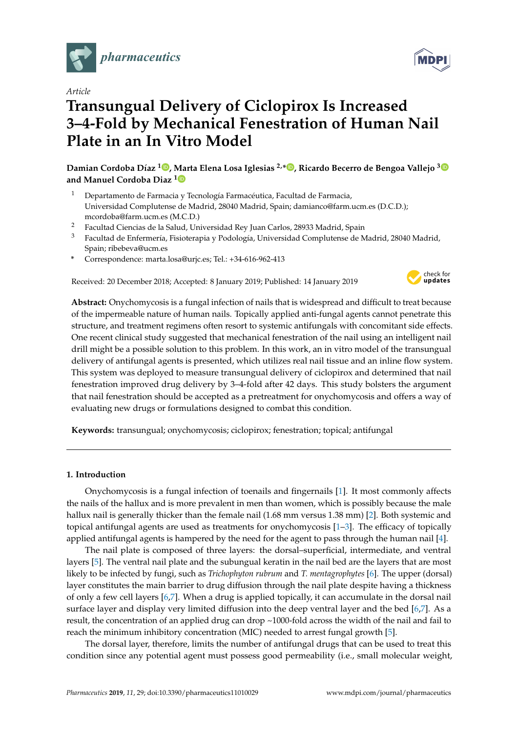*pharmaceutics*

Article

# Transungual Delivery of Ciclopirox Is Increased 3–4-Fold by Mechanical Fenestration of Human Nail Plate in an In Vitro Model

**Damian Cordoba Díaz [1], Marta Elena Losa Iglesias [2,*], Ricardo Becerro de Bengoa Vallejo [3] and Manuel Cordoba Diaz [1]**

[1] Departamento de Farmacia y Tecnología Farmacéutica, Facultad de Farmacia, Universidad Complutense de Madrid, 28040 Madrid, Spain; damianco@farm.ucm.es (D.C.D.); mcordoba@farm.ucm.es (M.C.D.)

[2] Facultad Ciencias de la Salud, Universidad Rey Juan Carlos, 28933 Madrid, Spain

[3] Facultad de Enfermería, Fisioterapia y Podología, Universidad Complutense de Madrid, 28040 Madrid, Spain; ribebeva@ucm.es

\* Correspondence: marta.losa@urjc.es; Tel.: +34-616-962-413

Received: 20 December 2018; Accepted: 8 January 2019; Published: 14 January 2019

**Abstract:** Onychomycosis is a fungal infection of nails that is widespread and difficult to treat because of the impermeable nature of human nails. Topically applied anti-fungal agents cannot penetrate this structure, and treatment regimens often resort to systemic antifungals with concomitant side effects. One recent clinical study suggested that mechanical fenestration of the nail using an intelligent nail drill might be a possible solution to this problem. In this work, an in vitro model of the transungual delivery of antifungal agents is presented, which utilizes real nail tissue and an inline flow system. This system was deployed to measure transungual delivery of ciclopirox and determined that nail fenestration improved drug delivery by 3–4-fold after 42 days. This study bolsters the argument that nail fenestration should be accepted as a pretreatment for onychomycosis and offers a way of evaluating new drugs or formulations designed to combat this condition.

**Keywords:** transungual; onychomycosis; ciclopirox; fenestration; topical; antifungal

## 1. Introduction

Onychomycosis is a fungal infection of toenails and fingernails [1]. It most commonly affects the nails of the hallux and is more prevalent in men than women, which is possibly because the male hallux nail is generally thicker than the female nail (1.68 mm versus 1.38 mm) [2]. Both systemic and topical antifungal agents are used as treatments for onychomycosis [1–3]. The efficacy of topically applied antifungal agents is hampered by the need for the agent to pass through the human nail [4].

The nail plate is composed of three layers: the dorsal–superficial, intermediate, and ventral layers [5]. The ventral nail plate and the subungual keratin in the nail bed are the layers that are most likely to be infected by fungi, such as *Trichophyton rubrum* and *T. mentagrophytes* [6]. The upper (dorsal) layer constitutes the main barrier to drug diffusion through the nail plate despite having a thickness of only a few cell layers [6,7]. When a drug is applied topically, it can accumulate in the dorsal nail surface layer and display very limited diffusion into the deep ventral layer and the bed [6,7]. As a result, the concentration of an applied drug can drop ~1000-fold across the width of the nail and fail to reach the minimum inhibitory concentration (MIC) needed to arrest fungal growth [5].

The dorsal layer, therefore, limits the number of antifungal drugs that can be used to treat this condition since any potential agent must possess good permeability (i.e., small molecular weight,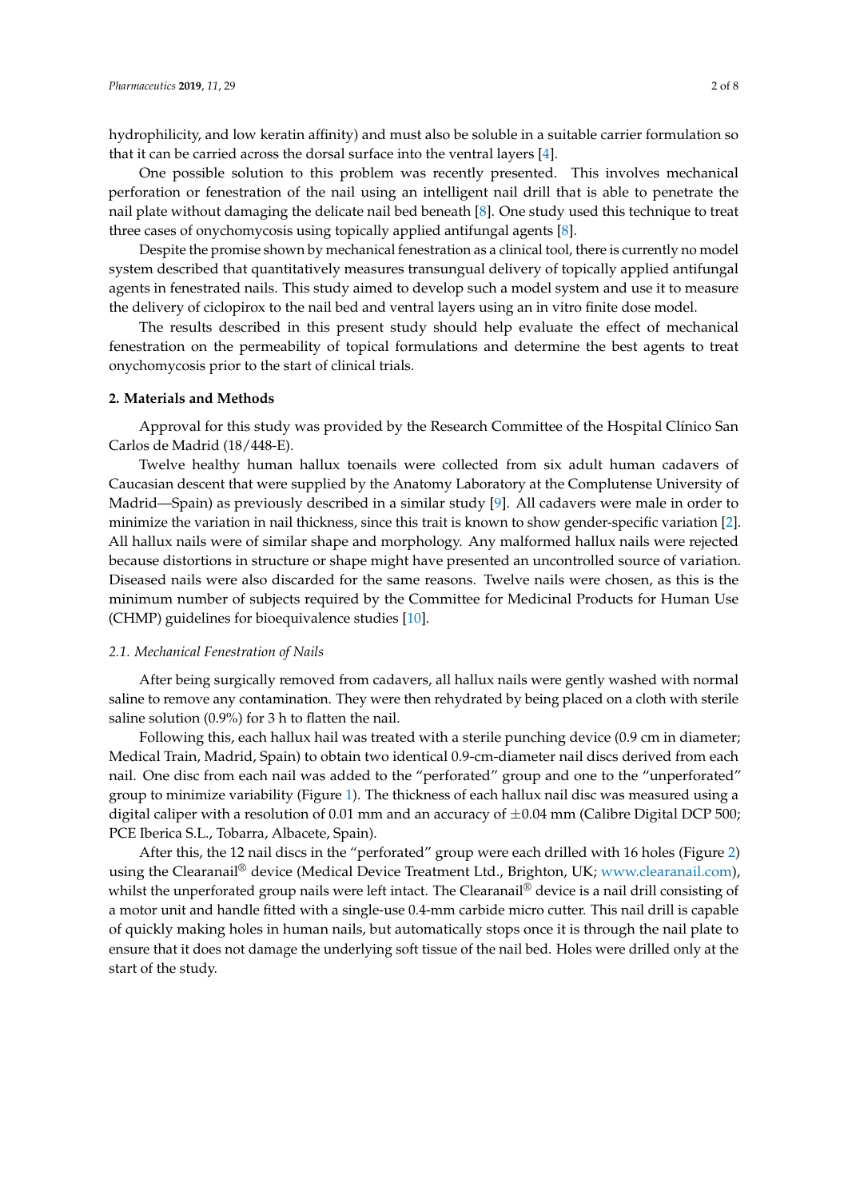hydrophilicity, and low keratin affinity) and must also be soluble in a suitable carrier formulation so that it can be carried across the dorsal surface into the ventral layers [4].

One possible solution to this problem was recently presented. This involves mechanical perforation or fenestration of the nail using an intelligent nail drill that is able to penetrate the nail plate without damaging the delicate nail bed beneath [8]. One study used this technique to treat three cases of onychomycosis using topically applied antifungal agents [8].

Despite the promise shown by mechanical fenestration as a clinical tool, there is currently no model system described that quantitatively measures transungual delivery of topically applied antifungal agents in fenestrated nails. This study aimed to develop such a model system and use it to measure the delivery of ciclopirox to the nail bed and ventral layers using an in vitro finite dose model.

The results described in this present study should help evaluate the effect of mechanical fenestration on the permeability of topical formulations and determine the best agents to treat onychomycosis prior to the start of clinical trials.

## 2. Materials and Methods

Approval for this study was provided by the Research Committee of the Hospital Clínico San Carlos de Madrid (18/448-E).

Twelve healthy human hallux toenails were collected from six adult human cadavers of Caucasian descent that were supplied by the Anatomy Laboratory at the Complutense University of Madrid—Spain) as previously described in a similar study [9]. All cadavers were male in order to minimize the variation in nail thickness, since this trait is known to show gender-specific variation [2]. All hallux nails were of similar shape and morphology. Any malformed hallux nails were rejected because distortions in structure or shape might have presented an uncontrolled source of variation. Diseased nails were also discarded for the same reasons. Twelve nails were chosen, as this is the minimum number of subjects required by the Committee for Medicinal Products for Human Use (CHMP) guidelines for bioequivalence studies [10].

### *2.1. Mechanical Fenestration of Nails*

After being surgically removed from cadavers, all hallux nails were gently washed with normal saline to remove any contamination. They were then rehydrated by being placed on a cloth with sterile saline solution (0.9%) for 3 h to flatten the nail.

Following this, each hallux hail was treated with a sterile punching device (0.9 cm in diameter; Medical Train, Madrid, Spain) to obtain two identical 0.9-cm-diameter nail discs derived from each nail. One disc from each nail was added to the "perforated" group and one to the "unperforated" group to minimize variability (Figure 1). The thickness of each hallux nail disc was measured using a digital caliper with a resolution of 0.01 mm and an accuracy of ±0.04 mm (Calibre Digital DCP 500; PCE Iberica S.L., Tobarra, Albacete, Spain).

After this, the 12 nail discs in the "perforated" group were each drilled with 16 holes (Figure 2) using the Clearanail® device (Medical Device Treatment Ltd., Brighton, UK; www.clearanail.com), whilst the unperforated group nails were left intact. The Clearanail® device is a nail drill consisting of a motor unit and handle fitted with a single-use 0.4-mm carbide micro cutter. This nail drill is capable of quickly making holes in human nails, but automatically stops once it is through the nail plate to ensure that it does not damage the underlying soft tissue of the nail bed. Holes were drilled only at the start of the study.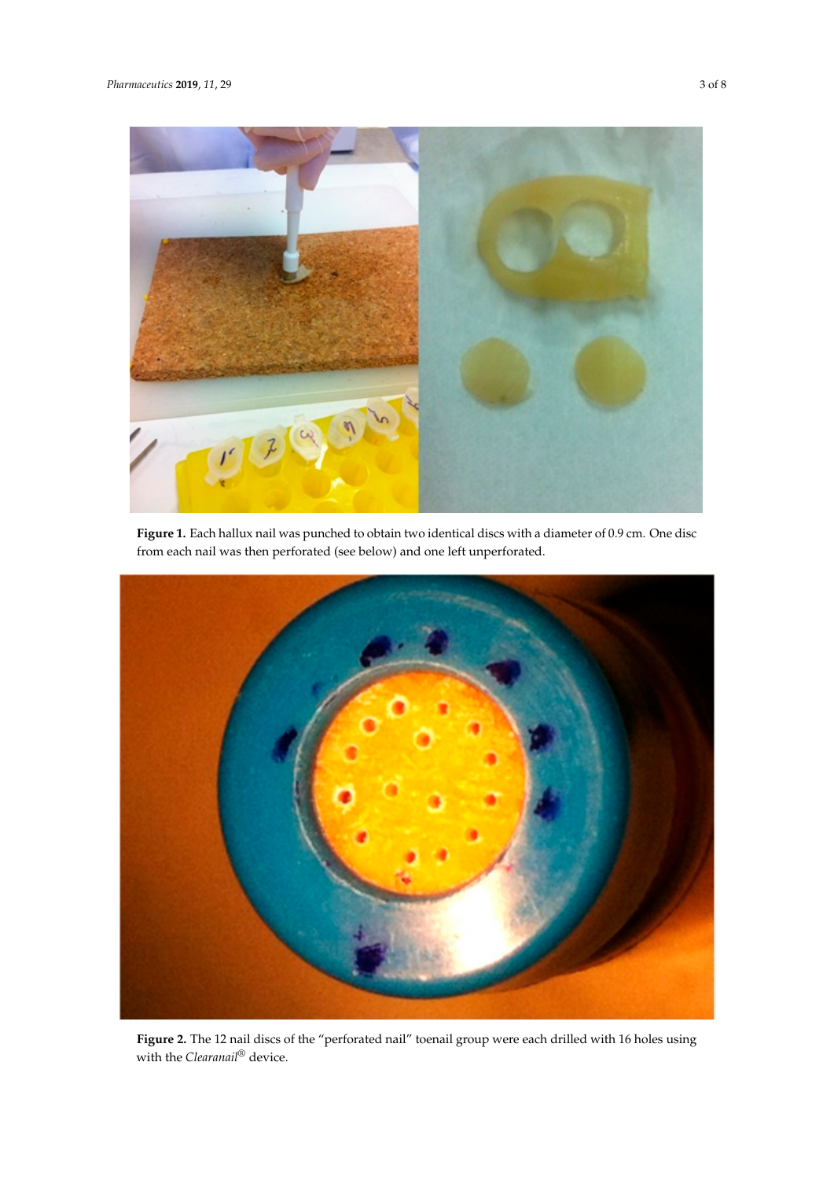**Figure 1.** Each hallux nail was punched to obtain two identical discs with a diameter of 0.9 cm. One disc from each nail was then perforated (see below) and one left unperforated.

**Figure 2.** The 12 nail discs of the "perforated nail" toenail group were each drilled with 16 holes using with the *Clearanail*® device.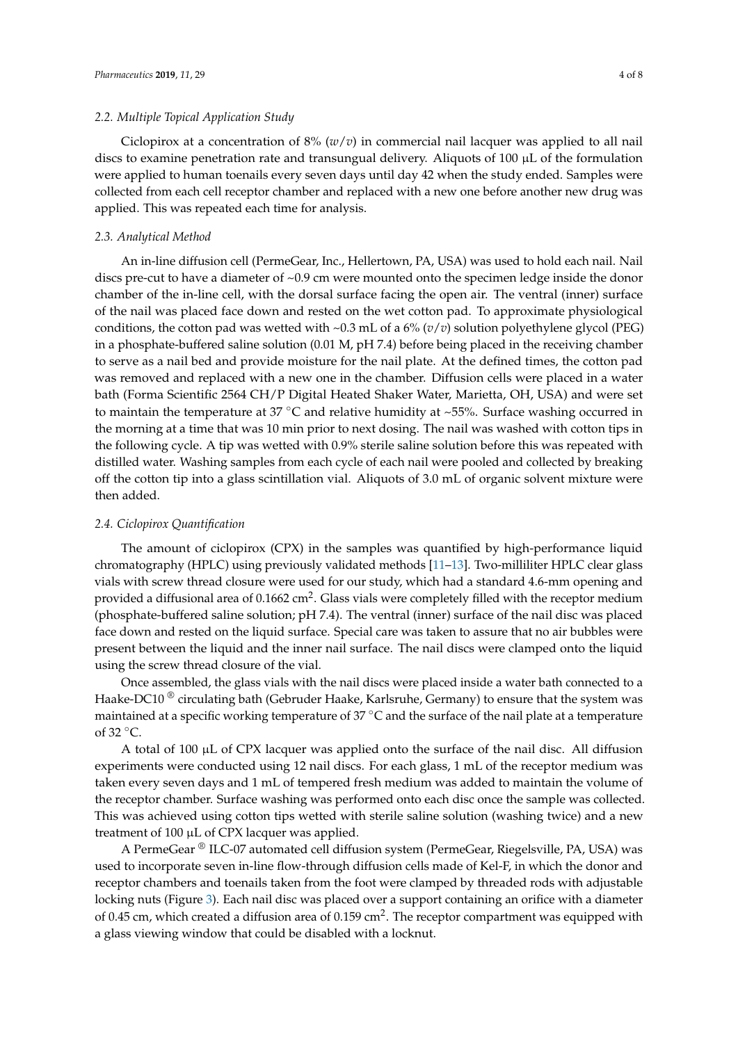### 2.2. Multiple Topical Application Study

Ciclopirox at a concentration of 8% (*w*/*v*) in commercial nail lacquer was applied to all nail discs to examine penetration rate and transungual delivery. Aliquots of 100 μL of the formulation were applied to human toenails every seven days until day 42 when the study ended. Samples were collected from each cell receptor chamber and replaced with a new one before another new drug was applied. This was repeated each time for analysis.

### 2.3. Analytical Method

An in-line diffusion cell (PermeGear, Inc., Hellertown, PA, USA) was used to hold each nail. Nail discs pre-cut to have a diameter of ~0.9 cm were mounted onto the specimen ledge inside the donor chamber of the in-line cell, with the dorsal surface facing the open air. The ventral (inner) surface of the nail was placed face down and rested on the wet cotton pad. To approximate physiological conditions, the cotton pad was wetted with ~0.3 mL of a 6% (*v*/*v*) solution polyethylene glycol (PEG) in a phosphate-buffered saline solution (0.01 M, pH 7.4) before being placed in the receiving chamber to serve as a nail bed and provide moisture for the nail plate. At the defined times, the cotton pad was removed and replaced with a new one in the chamber. Diffusion cells were placed in a water bath (Forma Scientific 2564 CH/P Digital Heated Shaker Water, Marietta, OH, USA) and were set to maintain the temperature at 37 °C and relative humidity at ~55%. Surface washing occurred in the morning at a time that was 10 min prior to next dosing. The nail was washed with cotton tips in the following cycle. A tip was wetted with 0.9% sterile saline solution before this was repeated with distilled water. Washing samples from each cycle of each nail were pooled and collected by breaking off the cotton tip into a glass scintillation vial. Aliquots of 3.0 mL of organic solvent mixture were then added.

### 2.4. Ciclopirox Quantification

The amount of ciclopirox (CPX) in the samples was quantified by high-performance liquid chromatography (HPLC) using previously validated methods [11–13]. Two-milliliter HPLC clear glass vials with screw thread closure were used for our study, which had a standard 4.6-mm opening and provided a diffusional area of 0.1662 $cm^2$. Glass vials were completely filled with the receptor medium (phosphate-buffered saline solution; pH 7.4). The ventral (inner) surface of the nail disc was placed face down and rested on the liquid surface. Special care was taken to assure that no air bubbles were present between the liquid and the inner nail surface. The nail discs were clamped onto the liquid using the screw thread closure of the vial.

Once assembled, the glass vials with the nail discs were placed inside a water bath connected to a Haake-DC10® circulating bath (Gebruder Haake, Karlsruhe, Germany) to ensure that the system was maintained at a specific working temperature of 37 °C and the surface of the nail plate at a temperature of 32 °C.

A total of 100 μL of CPX lacquer was applied onto the surface of the nail disc. All diffusion experiments were conducted using 12 nail discs. For each glass, 1 mL of the receptor medium was taken every seven days and 1 mL of tempered fresh medium was added to maintain the volume of the receptor chamber. Surface washing was performed onto each disc once the sample was collected. This was achieved using cotton tips wetted with sterile saline solution (washing twice) and a new treatment of 100 μL of CPX lacquer was applied.

A PermeGear® ILC-07 automated cell diffusion system (PermeGear, Riegelsville, PA, USA) was used to incorporate seven in-line flow-through diffusion cells made of Kel-F, in which the donor and receptor chambers and toenails taken from the foot were clamped by threaded rods with adjustable locking nuts (Figure 3). Each nail disc was placed over a support containing an orifice with a diameter of 0.45 cm, which created a diffusion area of 0.159 $cm^2$. The receptor compartment was equipped with a glass viewing window that could be disabled with a locknut.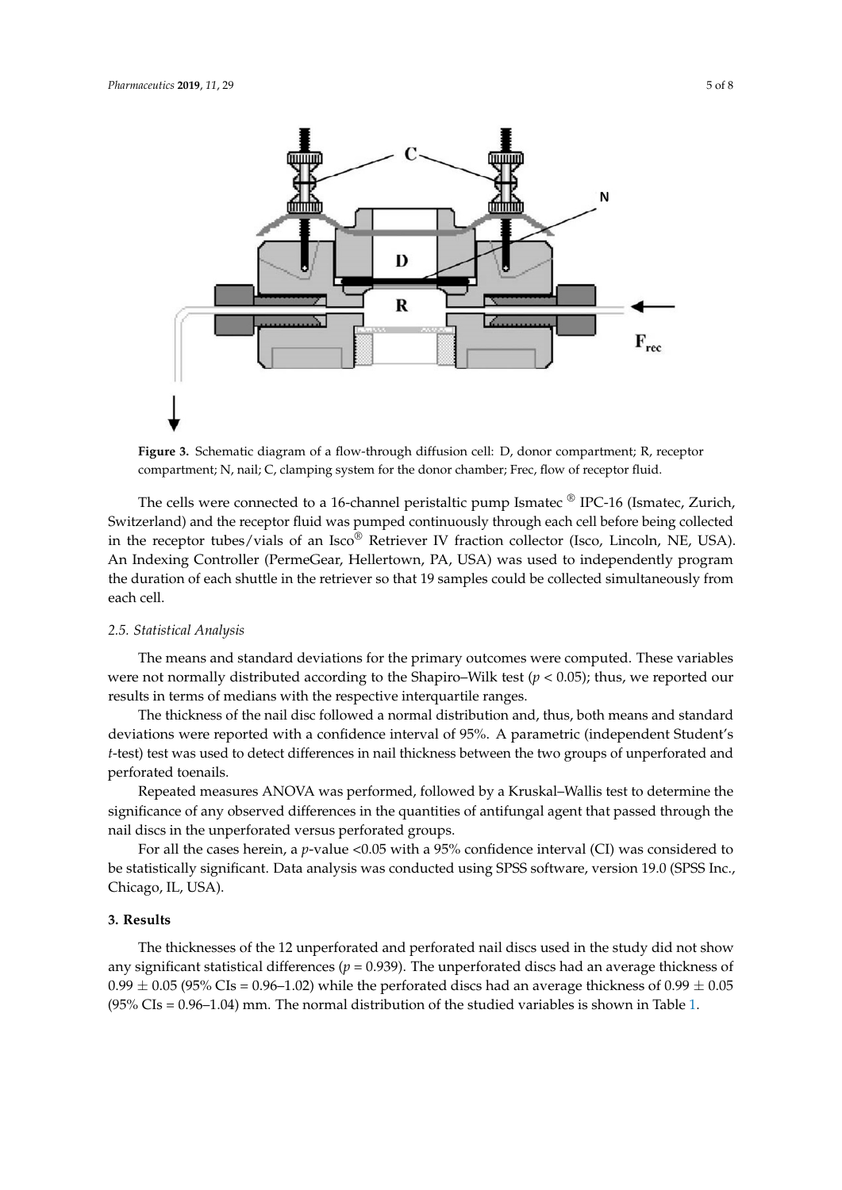**Figure 3.** Schematic diagram of a flow-through diffusion cell: D, donor compartment; R, receptor compartment; N, nail; C, clamping system for the donor chamber; Frec, flow of receptor fluid.

The cells were connected to a 16-channel peristaltic pump Ismatec ® IPC-16 (Ismatec, Zurich, Switzerland) and the receptor fluid was pumped continuously through each cell before being collected in the receptor tubes/vials of an Isco® Retriever IV fraction collector (Isco, Lincoln, NE, USA). An Indexing Controller (PermeGear, Hellertown, PA, USA) was used to independently program the duration of each shuttle in the retriever so that 19 samples could be collected simultaneously from each cell.

### 2.5. Statistical Analysis

The means and standard deviations for the primary outcomes were computed. These variables were not normally distributed according to the Shapiro–Wilk test ($p < 0.05$); thus, we reported our results in terms of medians with the respective interquartile ranges.

The thickness of the nail disc followed a normal distribution and, thus, both means and standard deviations were reported with a confidence interval of 95%. A parametric (independent Student's *t*-test) test was used to detect differences in nail thickness between the two groups of unperforated and perforated toenails.

Repeated measures ANOVA was performed, followed by a Kruskal–Wallis test to determine the significance of any observed differences in the quantities of antifungal agent that passed through the nail discs in the unperforated versus perforated groups.

For all the cases herein, a *p*-value <0.05 with a 95% confidence interval (CI) was considered to be statistically significant. Data analysis was conducted using SPSS software, version 19.0 (SPSS Inc., Chicago, IL, USA).

## 3. Results

The thicknesses of the 12 unperforated and perforated nail discs used in the study did not show any significant statistical differences ($p = 0.939$). The unperforated discs had an average thickness of $0.99 \pm 0.05$ (95% CIs = 0.96–1.02) while the perforated discs had an average thickness of $0.99 \pm 0.05$ (95% CIs = 0.96–1.04) mm. The normal distribution of the studied variables is shown in Table 1.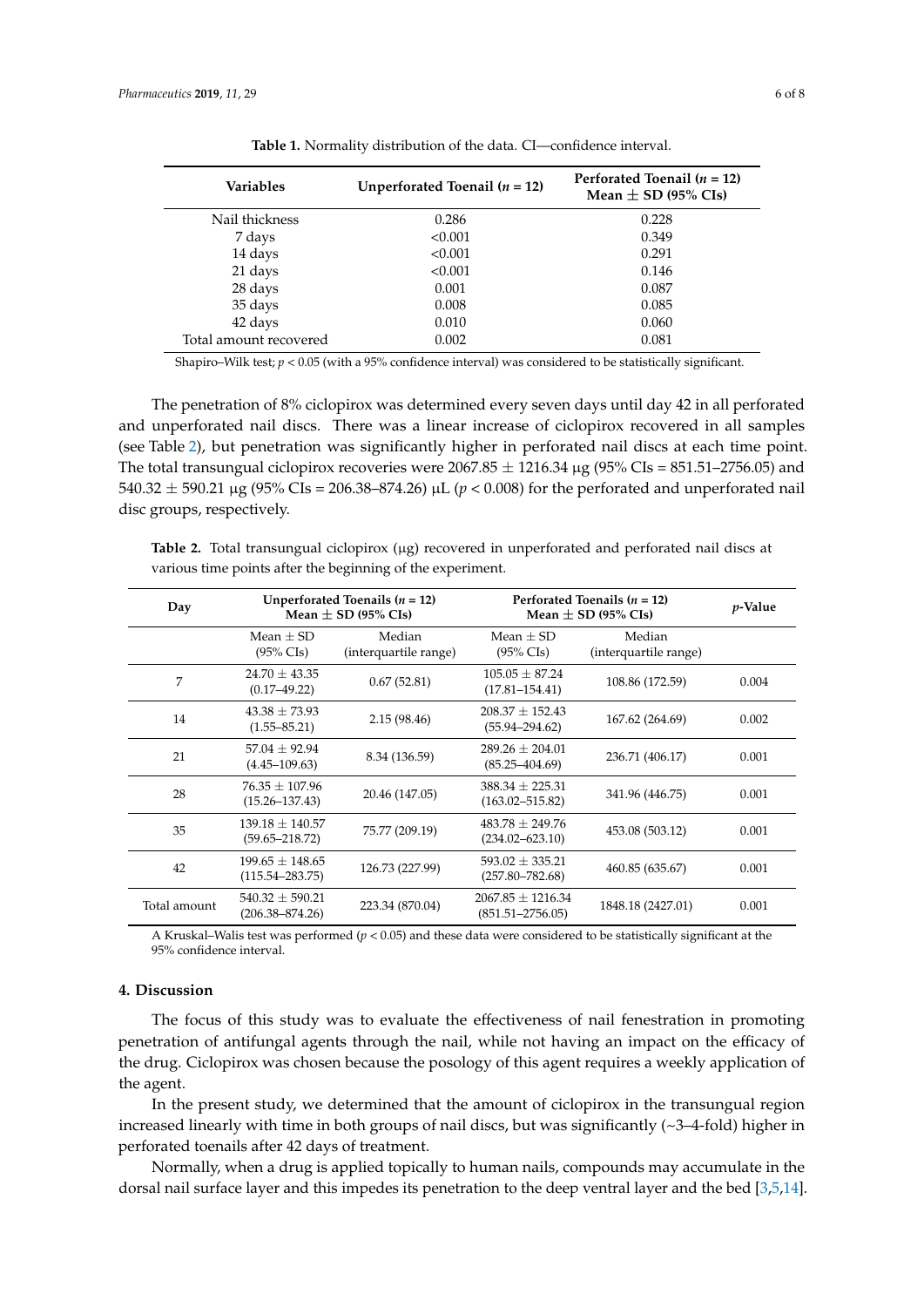**Table 1.** Normality distribution of the data. CI—confidence interval.

| Variables | Unperforated Toenail ($n$ = 12) | Perforated Toenail ($n$ = 12) Mean ± SD (95% CIs) |
|---|---|---|
| Nail thickness | 0.286 | 0.228 |
| 7 days | <0.001 | 0.349 |
| 14 days | <0.001 | 0.291 |
| 21 days | <0.001 | 0.146 |
| 28 days | 0.001 | 0.087 |
| 35 days | 0.008 | 0.085 |
| 42 days | 0.010 | 0.060 |
| Total amount recovered | 0.002 | 0.081 |

Shapiro–Wilk test; $p < 0.05$ (with a 95% confidence interval) was considered to be statistically significant.

The penetration of 8% ciclopirox was determined every seven days until day 42 in all perforated and unperforated nail discs. There was a linear increase of ciclopirox recovered in all samples (see Table 2), but penetration was significantly higher in perforated nail discs at each time point. The total transungual ciclopirox recoveries were 2067.85 ± 1216.34 µg (95% CIs = 851.51–2756.05) and 540.32 ± 590.21 µg (95% CIs = 206.38–874.26) µL ($p < 0.008$) for the perforated and unperforated nail disc groups, respectively.

**Table 2.** Total transungual ciclopirox (µg) recovered in unperforated and perforated nail discs at various time points after the beginning of the experiment.

| Day | Unperforated Toenails ($n$ = 12) Mean ± SD (95% CIs) | | Perforated Toenails ($n$ = 12) Mean ± SD (95% CIs) | | $p$-Value |
|---|---|---|---|---|---|
| | Mean ± SD (95% CIs) | Median (interquartile range) | Mean ± SD (95% CIs) | Median (interquartile range) | |
| 7 | 24.70 ± 43.35 (0.17–49.22) | 0.67 (52.81) | 105.05 ± 87.24 (17.81–154.41) | 108.86 (172.59) | 0.004 |
| 14 | 43.38 ± 73.93 (1.55–85.21) | 2.15 (98.46) | 208.37 ± 152.43 (55.94–294.62) | 167.62 (264.69) | 0.002 |
| 21 | 57.04 ± 92.94 (4.45–109.63) | 8.34 (136.59) | 289.26 ± 204.01 (85.25–404.69) | 236.71 (406.17) | 0.001 |
| 28 | 76.35 ± 107.96 (15.26–137.43) | 20.46 (147.05) | 388.34 ± 225.31 (163.02–515.82) | 341.96 (446.75) | 0.001 |
| 35 | 139.18 ± 140.57 (59.65–218.72) | 75.77 (209.19) | 483.78 ± 249.76 (234.02–623.10) | 453.08 (503.12) | 0.001 |
| 42 | 199.65 ± 148.65 (115.54–283.75) | 126.73 (227.99) | 593.02 ± 335.21 (257.80–782.68) | 460.85 (635.67) | 0.001 |
| Total amount | 540.32 ± 590.21 (206.38–874.26) | 223.34 (870.04) | 2067.85 ± 1216.34 (851.51–2756.05) | 1848.18 (2427.01) | 0.001 |

A Kruskal–Walis test was performed ($p < 0.05$) and these data were considered to be statistically significant at the 95% confidence interval.

## 4. Discussion

The focus of this study was to evaluate the effectiveness of nail fenestration in promoting penetration of antifungal agents through the nail, while not having an impact on the efficacy of the drug. Ciclopirox was chosen because the posology of this agent requires a weekly application of the agent.

In the present study, we determined that the amount of ciclopirox in the transungual region increased linearly with time in both groups of nail discs, but was significantly (~3–4-fold) higher in perforated toenails after 42 days of treatment.

Normally, when a drug is applied topically to human nails, compounds may accumulate in the dorsal nail surface layer and this impedes its penetration to the deep ventral layer and the bed [3,5,14].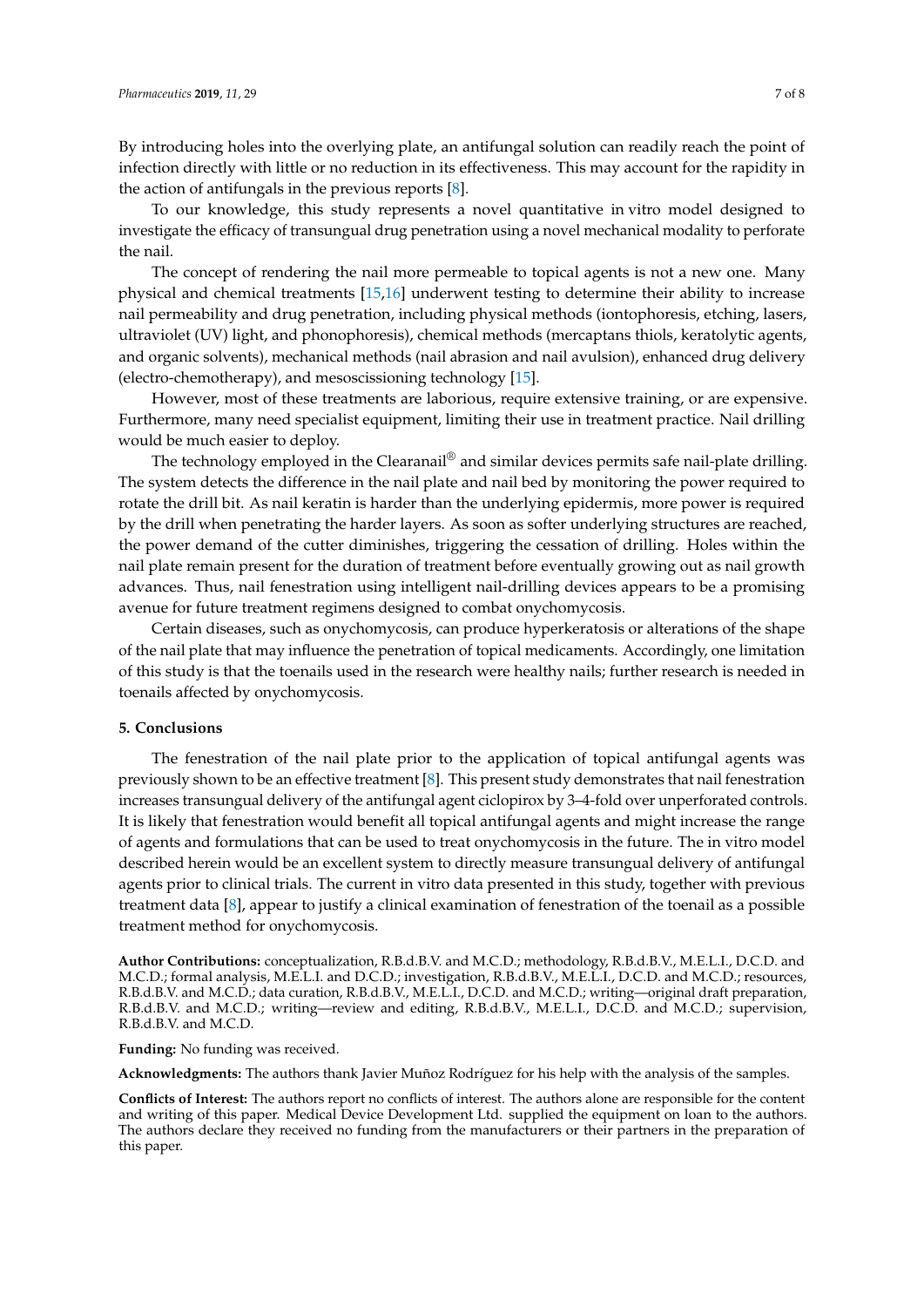By introducing holes into the overlying plate, an antifungal solution can readily reach the point of infection directly with little or no reduction in its effectiveness. This may account for the rapidity in the action of antifungals in the previous reports [8].

To our knowledge, this study represents a novel quantitative in vitro model designed to investigate the efficacy of transungual drug penetration using a novel mechanical modality to perforate the nail.

The concept of rendering the nail more permeable to topical agents is not a new one. Many physical and chemical treatments [15,16] underwent testing to determine their ability to increase nail permeability and drug penetration, including physical methods (iontophoresis, etching, lasers, ultraviolet (UV) light, and phonophoresis), chemical methods (mercaptans thiols, keratolytic agents, and organic solvents), mechanical methods (nail abrasion and nail avulsion), enhanced drug delivery (electro-chemotherapy), and mesoscissioning technology [15].

However, most of these treatments are laborious, require extensive training, or are expensive. Furthermore, many need specialist equipment, limiting their use in treatment practice. Nail drilling would be much easier to deploy.

The technology employed in the Clearanail® and similar devices permits safe nail-plate drilling. The system detects the difference in the nail plate and nail bed by monitoring the power required to rotate the drill bit. As nail keratin is harder than the underlying epidermis, more power is required by the drill when penetrating the harder layers. As soon as softer underlying structures are reached, the power demand of the cutter diminishes, triggering the cessation of drilling. Holes within the nail plate remain present for the duration of treatment before eventually growing out as nail growth advances. Thus, nail fenestration using intelligent nail-drilling devices appears to be a promising avenue for future treatment regimens designed to combat onychomycosis.

Certain diseases, such as onychomycosis, can produce hyperkeratosis or alterations of the shape of the nail plate that may influence the penetration of topical medicaments. Accordingly, one limitation of this study is that the toenails used in the research were healthy nails; further research is needed in toenails affected by onychomycosis.

## 5. Conclusions

The fenestration of the nail plate prior to the application of topical antifungal agents was previously shown to be an effective treatment [8]. This present study demonstrates that nail fenestration increases transungual delivery of the antifungal agent ciclopirox by 3–4-fold over unperforated controls. It is likely that fenestration would benefit all topical antifungal agents and might increase the range of agents and formulations that can be used to treat onychomycosis in the future. The in vitro model described herein would be an excellent system to directly measure transungual delivery of antifungal agents prior to clinical trials. The current in vitro data presented in this study, together with previous treatment data [8], appear to justify a clinical examination of fenestration of the toenail as a possible treatment method for onychomycosis.

**Author Contributions:** conceptualization, R.B.d.B.V. and M.C.D.; methodology, R.B.d.B.V., M.E.L.I., D.C.D. and M.C.D.; formal analysis, M.E.L.I. and D.C.D.; investigation, R.B.d.B.V., M.E.L.I., D.C.D. and M.C.D.; resources, R.B.d.B.V. and M.C.D.; data curation, R.B.d.B.V., M.E.L.I., D.C.D. and M.C.D.; writing—original draft preparation, R.B.d.B.V. and M.C.D.; writing—review and editing, R.B.d.B.V., M.E.L.I., D.C.D. and M.C.D.; supervision, R.B.d.B.V. and M.C.D.

**Funding:** No funding was received.

**Acknowledgments:** The authors thank Javier Muñoz Rodríguez for his help with the analysis of the samples.

**Conflicts of Interest:** The authors report no conflicts of interest. The authors alone are responsible for the content and writing of this paper. Medical Device Development Ltd. supplied the equipment on loan to the authors. The authors declare they received no funding from the manufacturers or their partners in the preparation of this paper.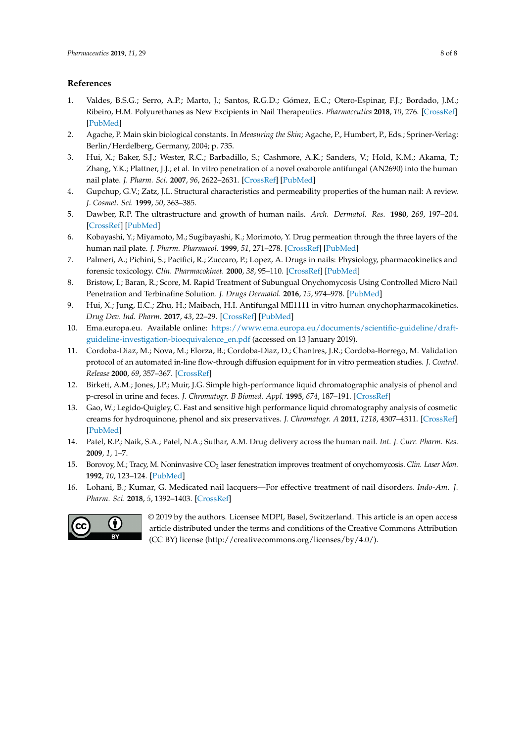## References

1. Valdes, B.S.G.; Serro, A.P.; Marto, J.; Santos, R.G.D.; Gómez, E.C.; Otero-Espinar, F.J.; Bordado, J.M.; Ribeiro, H.M. Polyurethanes as New Excipients in Nail Therapeutics. *Pharmaceutics* **2018**, *10*, 276. [CrossRef] [PubMed]
2. Agache, P. Main skin biological constants. In *Measuring the Skin*; Agache, P., Humbert, P., Eds.; Spriner-Verlag: Berlin/Herdelberg, Germany, 2004; p. 735.
3. Hui, X.; Baker, S.J.; Wester, R.C.; Barbadillo, S.; Cashmore, A.K.; Sanders, V.; Hold, K.M.; Akama, T.; Zhang, Y.K.; Plattner, J.J.; et al. In vitro penetration of a novel oxaborole antifungal (AN2690) into the human nail plate. *J. Pharm. Sci.* **2007**, *96*, 2622–2631. [CrossRef] [PubMed]
4. Gupchup, G.V.; Zatz, J.L. Structural characteristics and permeability properties of the human nail: A review. *J. Cosmet. Sci.* **1999**, *50*, 363–385.
5. Dawber, R.P. The ultrastructure and growth of human nails. *Arch. Dermatol. Res.* **1980**, *269*, 197–204. [CrossRef] [PubMed]
6. Kobayashi, Y.; Miyamoto, M.; Sugibayashi, K.; Morimoto, Y. Drug permeation through the three layers of the human nail plate. *J. Pharm. Pharmacol.* **1999**, *51*, 271–278. [CrossRef] [PubMed]
7. Palmeri, A.; Pichini, S.; Pacifici, R.; Zuccaro, P.; Lopez, A. Drugs in nails: Physiology, pharmacokinetics and forensic toxicology. *Clin. Pharmacokinet.* **2000**, *38*, 95–110. [CrossRef] [PubMed]
8. Bristow, I.; Baran, R.; Score, M. Rapid Treatment of Subungual Onychomycosis Using Controlled Micro Nail Penetration and Terbinafine Solution. *J. Drugs Dermatol.* **2016**, *15*, 974–978. [PubMed]
9. Hui, X.; Jung, E.C.; Zhu, H.; Maibach, H.I. Antifungal ME1111 in vitro human onychopharmacokinetics. *Drug Dev. Ind. Pharm.* **2017**, *43*, 22–29. [CrossRef] [PubMed]
10. Ema.europa.eu. Available online: https://www.ema.europa.eu/documents/scientific-guideline/draft-guideline-investigation-bioequivalence_en.pdf (accessed on 13 January 2019).
11. Cordoba-Diaz, M.; Nova, M.; Elorza, B.; Cordoba-Diaz, D.; Chantres, J.R.; Cordoba-Borrego, M. Validation protocol of an automated in-line flow-through diffusion equipment for in vitro permeation studies. *J. Control. Release* **2000**, *69*, 357–367. [CrossRef]
12. Birkett, A.M.; Jones, J.P.; Muir, J.G. Simple high-performance liquid chromatographic analysis of phenol and p-cresol in urine and feces. *J. Chromatogr. B Biomed. Appl.* **1995**, *674*, 187–191. [CrossRef]
13. Gao, W.; Legido-Quigley, C. Fast and sensitive high performance liquid chromatography analysis of cosmetic creams for hydroquinone, phenol and six preservatives. *J. Chromatogr. A* **2011**, *1218*, 4307–4311. [CrossRef] [PubMed]
14. Patel, R.P.; Naik, S.A.; Patel, N.A.; Suthar, A.M. Drug delivery across the human nail. *Int. J. Curr. Pharm. Res.* **2009**, *1*, 1–7.
15. Borovoy, M.; Tracy, M. Noninvasive $CO_2$ laser fenestration improves treatment of onychomycosis. *Clin. Laser Mon.* **1992**, *10*, 123–124. [PubMed]
16. Lohani, B.; Kumar, G. Medicated nail lacquers—For effective treatment of nail disorders. *Indo-Am. J. Pharm. Sci.* **2018**, *5*, 1392–1403. [CrossRef]

© 2019 by the authors. Licensee MDPI, Basel, Switzerland. This article is an open access article distributed under the terms and conditions of the Creative Commons Attribution (CC BY) license (http://creativecommons.org/licenses/by/4.0/).